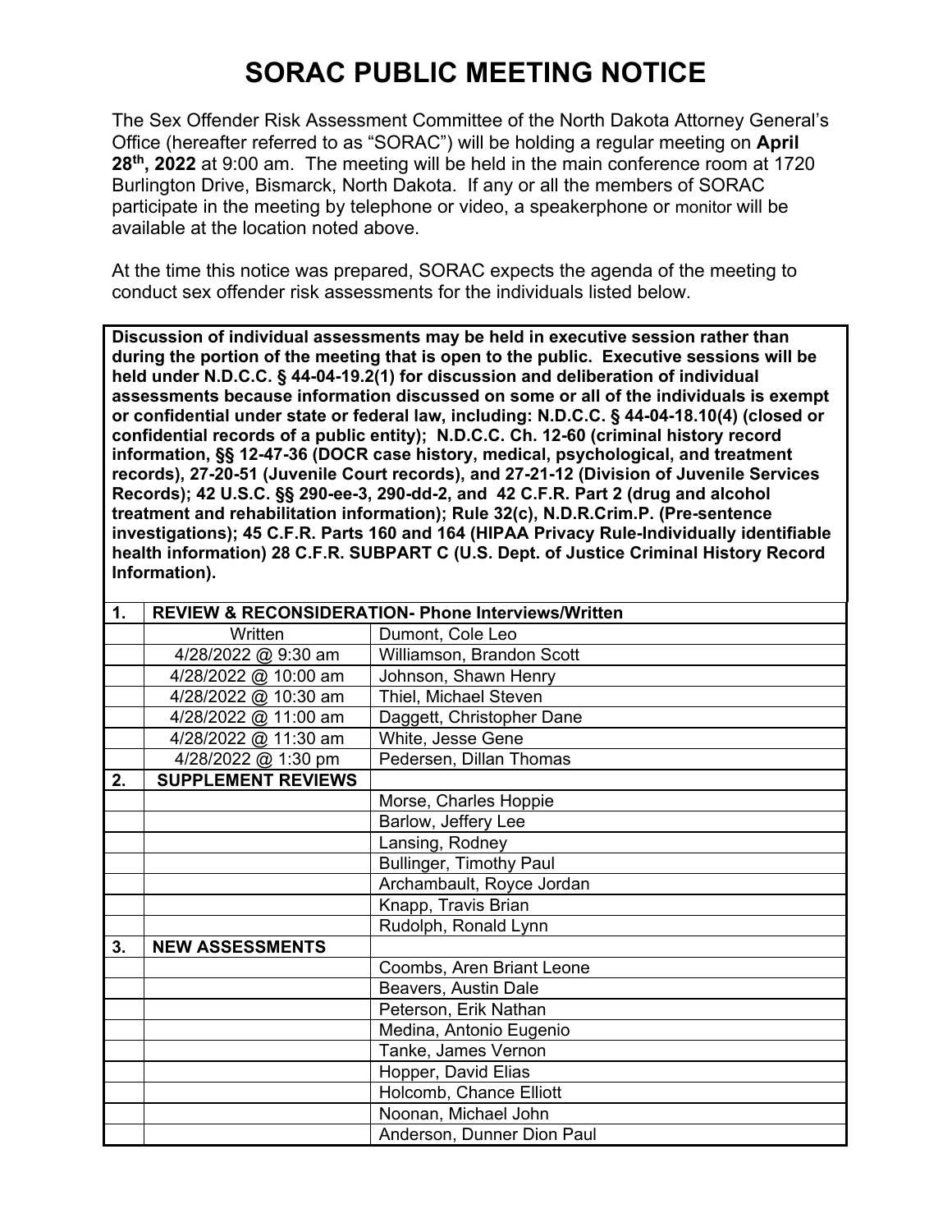# SORAC PUBLIC MEETING NOTICE

The Sex Offender Risk Assessment Committee of the North Dakota Attorney General's Office (hereafter referred to as "SORAC") will be holding a regular meeting on **April 28th, 2022** at 9:00 am. The meeting will be held in the main conference room at 1720 Burlington Drive, Bismarck, North Dakota. If any or all the members of SORAC participate in the meeting by telephone or video, a speakerphone or monitor will be available at the location noted above.

At the time this notice was prepared, SORAC expects the agenda of the meeting to conduct sex offender risk assessments for the individuals listed below.

**Discussion of individual assessments may be held in executive session rather than during the portion of the meeting that is open to the public. Executive sessions will be held under N.D.C.C. § 44-04-19.2(1) for discussion and deliberation of individual assessments because information discussed on some or all of the individuals is exempt or confidential under state or federal law, including: N.D.C.C. § 44-04-18.10(4) (closed or confidential records of a public entity); N.D.C.C. Ch. 12-60 (criminal history record information, §§ 12-47-36 (DOCR case history, medical, psychological, and treatment records), 27-20-51 (Juvenile Court records), and 27-21-12 (Division of Juvenile Services Records); 42 U.S.C. §§ 290-ee-3, 290-dd-2, and 42 C.F.R. Part 2 (drug and alcohol treatment and rehabilitation information); Rule 32(c), N.D.R.Crim.P. (Pre-sentence investigations); 45 C.F.R. Parts 160 and 164 (HIPAA Privacy Rule-Individually identifiable health information) 28 C.F.R. SUBPART C (U.S. Dept. of Justice Criminal History Record Information).**

| 1. | REVIEW & RECONSIDERATION- Phone Interviews/Written | |
|---|---|---|
| | Written | Dumont, Cole Leo |
| | 4/28/2022 @ 9:30 am | Williamson, Brandon Scott |
| | 4/28/2022 @ 10:00 am | Johnson, Shawn Henry |
| | 4/28/2022 @ 10:30 am | Thiel, Michael Steven |
| | 4/28/2022 @ 11:00 am | Daggett, Christopher Dane |
| | 4/28/2022 @ 11:30 am | White, Jesse Gene |
| | 4/28/2022 @ 1:30 pm | Pedersen, Dillan Thomas |
| **2.** | **SUPPLEMENT REVIEWS** | |
| | | Morse, Charles Hoppie |
| | | Barlow, Jeffery Lee |
| | | Lansing, Rodney |
| | | Bullinger, Timothy Paul |
| | | Archambault, Royce Jordan |
| | | Knapp, Travis Brian |
| | | Rudolph, Ronald Lynn |
| **3.** | **NEW ASSESSMENTS** | |
| | | Coombs, Aren Briant Leone |
| | | Beavers, Austin Dale |
| | | Peterson, Erik Nathan |
| | | Medina, Antonio Eugenio |
| | | Tanke, James Vernon |
| | | Hopper, David Elias |
| | | Holcomb, Chance Elliott |
| | | Noonan, Michael John |
| | | Anderson, Dunner Dion Paul |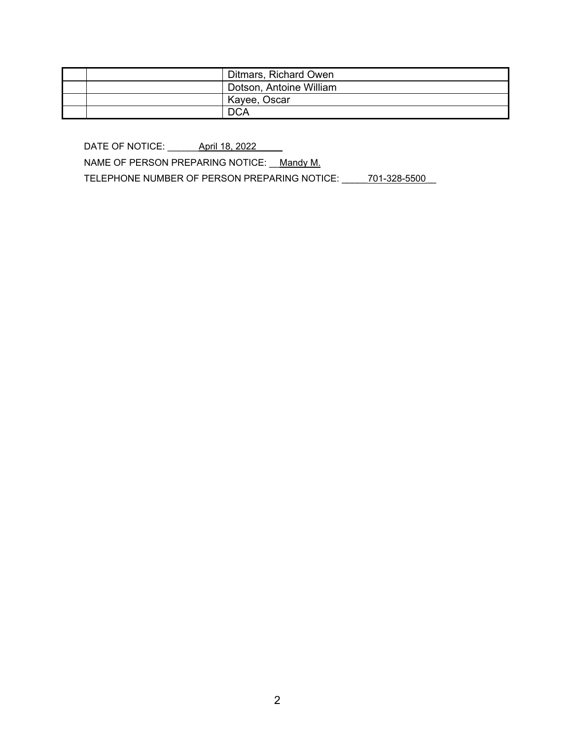| | | |
|---|---|---|
| | | Ditmars, Richard Owen |
| | | Dotson, Antoine William |
| | | Kayee, Oscar |
| | | DCA |

DATE OF NOTICE: April 18, 2022

NAME OF PERSON PREPARING NOTICE: Mandy M.

TELEPHONE NUMBER OF PERSON PREPARING NOTICE: 701-328-5500